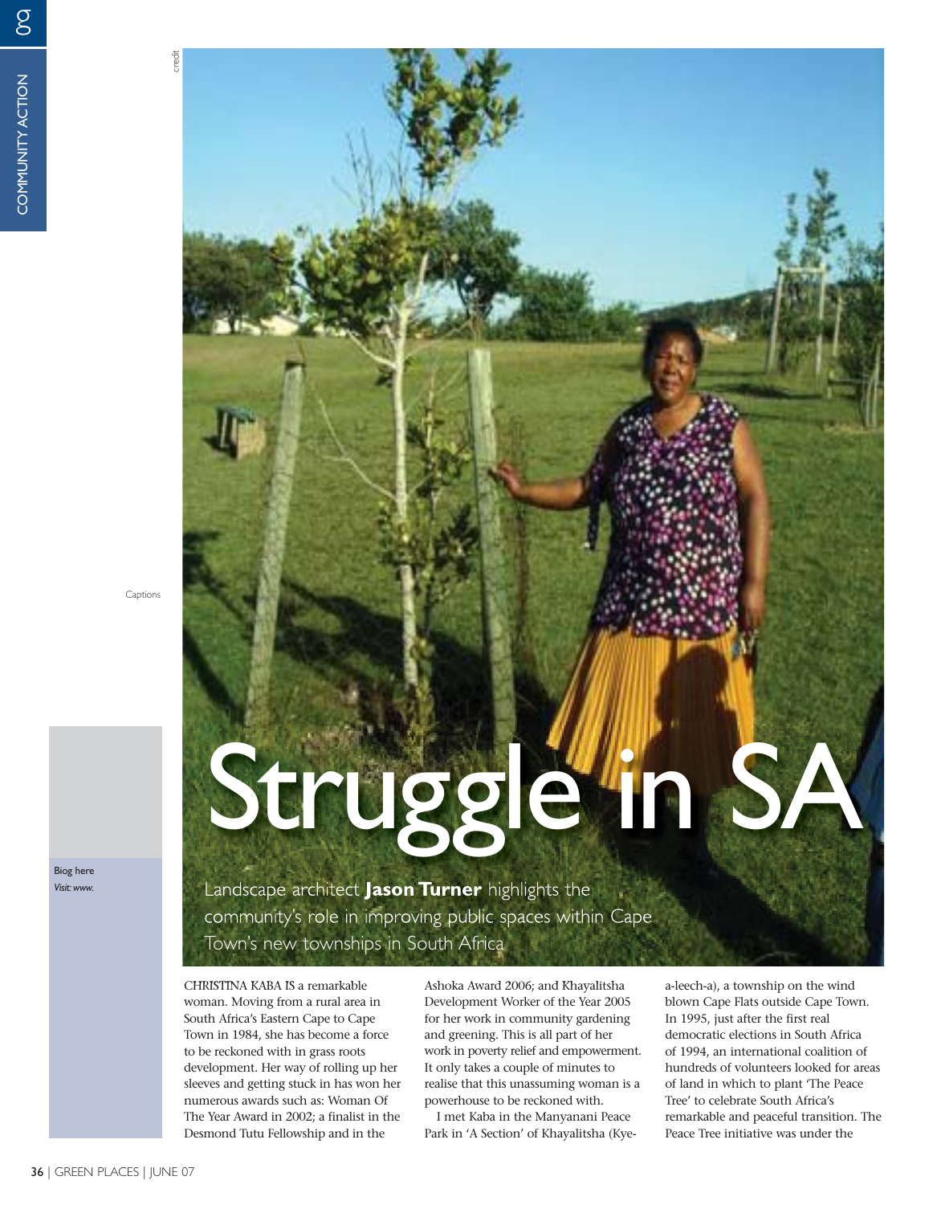# Struggle in SA

Landscape architect **Jason Turner** highlights the community's role in improving public spaces within Cape Town's new townships in South Africa

Captions

Biog here
*Visit: www.*

CHRISTINA KABA IS a remarkable woman. Moving from a rural area in South Africa's Eastern Cape to Cape Town in 1984, she has become a force to be reckoned with in grass roots development. Her way of rolling up her sleeves and getting stuck in has won her numerous awards such as: Woman Of The Year Award in 2002; a finalist in the Desmond Tutu Fellowship and in the Ashoka Award 2006; and Khayalitsha Development Worker of the Year 2005 for her work in community gardening and greening. This is all part of her work in poverty relief and empowerment. It only takes a couple of minutes to realise that this unassuming woman is a powerhouse to be reckoned with.

I met Kaba in the Manyanani Peace Park in 'A Section' of Khayalitsha (Kye-a-leech-a), a township on the wind blown Cape Flats outside Cape Town. In 1995, just after the first real democratic elections in South Africa of 1994, an international coalition of hundreds of volunteers looked for areas of land in which to plant 'The Peace Tree' to celebrate South Africa's remarkable and peaceful transition. The Peace Tree initiative was under the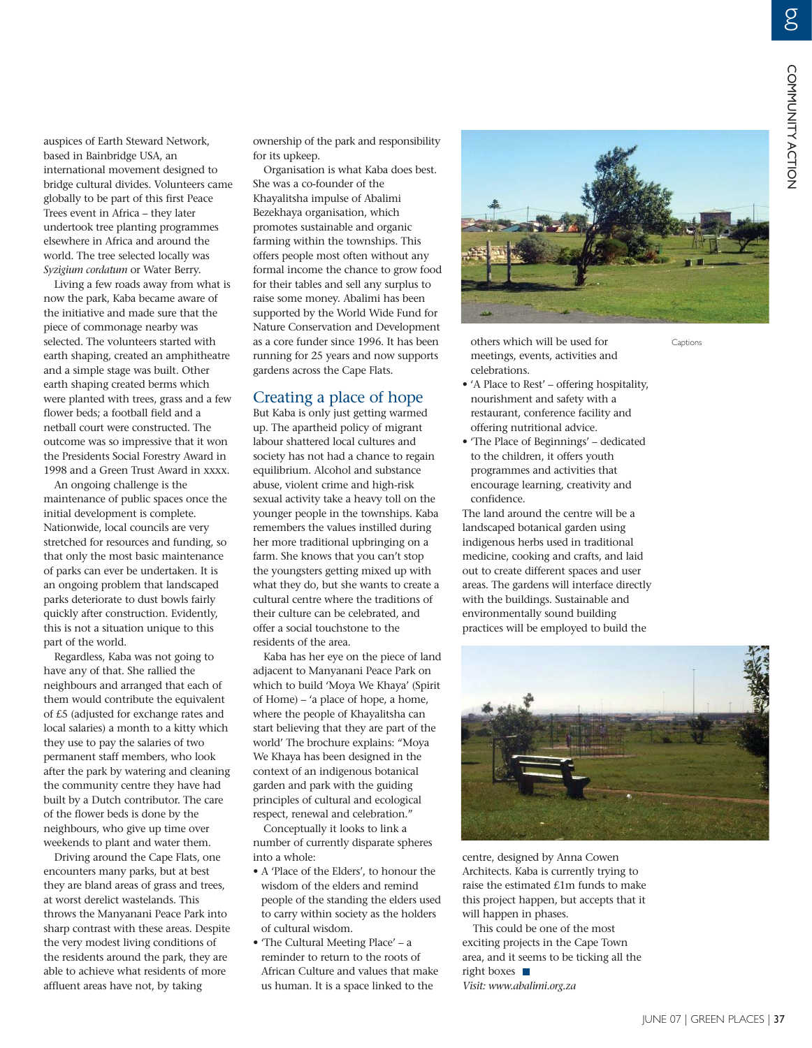auspices of Earth Steward Network, based in Bainbridge USA, an international movement designed to bridge cultural divides. Volunteers came globally to be part of this first Peace Trees event in Africa – they later undertook tree planting programmes elsewhere in Africa and around the world. The tree selected locally was *Syzigium cordatum* or Water Berry.

Living a few roads away from what is now the park, Kaba became aware of the initiative and made sure that the piece of commonage nearby was selected. The volunteers started with earth shaping, created an amphitheatre and a simple stage was built. Other earth shaping created berms which were planted with trees, grass and a few flower beds; a football field and a netball court were constructed. The outcome was so impressive that it won the Presidents Social Forestry Award in 1998 and a Green Trust Award in xxxx.

An ongoing challenge is the maintenance of public spaces once the initial development is complete. Nationwide, local councils are very stretched for resources and funding, so that only the most basic maintenance of parks can ever be undertaken. It is an ongoing problem that landscaped parks deteriorate to dust bowls fairly quickly after construction. Evidently, this is not a situation unique to this part of the world.

Regardless, Kaba was not going to have any of that. She rallied the neighbours and arranged that each of them would contribute the equivalent of £5 (adjusted for exchange rates and local salaries) a month to a kitty which they use to pay the salaries of two permanent staff members, who look after the park by watering and cleaning the community centre they have had built by a Dutch contributor. The care of the flower beds is done by the neighbours, who give up time over weekends to plant and water them.

Driving around the Cape Flats, one encounters many parks, but at best they are bland areas of grass and trees, at worst derelict wastelands. This throws the Manyanani Peace Park into sharp contrast with these areas. Despite the very modest living conditions of the residents around the park, they are able to achieve what residents of more affluent areas have not, by taking ownership of the park and responsibility for its upkeep.

Organisation is what Kaba does best. She was a co-founder of the Khayalitsha impulse of Abalimi Bezekhaya organisation, which promotes sustainable and organic farming within the townships. This offers people most often without any formal income the chance to grow food for their tables and sell any surplus to raise some money. Abalimi has been supported by the World Wide Fund for Nature Conservation and Development as a core funder since 1996. It has been running for 25 years and now supports gardens across the Cape Flats.

## Creating a place of hope

But Kaba is only just getting warmed up. The apartheid policy of migrant labour shattered local cultures and society has not had a chance to regain equilibrium. Alcohol and substance abuse, violent crime and high-risk sexual activity take a heavy toll on the younger people in the townships. Kaba remembers the values instilled during her more traditional upbringing on a farm. She knows that you can't stop the youngsters getting mixed up with what they do, but she wants to create a cultural centre where the traditions of their culture can be celebrated, and offer a social touchstone to the residents of the area.

Kaba has her eye on the piece of land adjacent to Manyanani Peace Park on which to build 'Moya We Khaya' (Spirit of Home) – 'a place of hope, a home, where the people of Khayalitsha can start believing that they are part of the world' The brochure explains: "Moya We Khaya has been designed in the context of an indigenous botanical garden and park with the guiding principles of cultural and ecological respect, renewal and celebration."

Conceptually it looks to link a number of currently disparate spheres into a whole:

- A 'Place of the Elders', to honour the wisdom of the elders and remind people of the standing the elders used to carry within society as the holders of cultural wisdom.
- 'The Cultural Meeting Place' – a reminder to return to the roots of African Culture and values that make us human. It is a space linked to the others which will be used for meetings, events, activities and celebrations.
- 'A Place to Rest' – offering hospitality, nourishment and safety with a restaurant, conference facility and offering nutritional advice.
- 'The Place of Beginnings' – dedicated to the children, it offers youth programmes and activities that encourage learning, creativity and confidence.

The land around the centre will be a landscaped botanical garden using indigenous herbs used in traditional medicine, cooking and crafts, and laid out to create different spaces and user areas. The gardens will interface directly with the buildings. Sustainable and environmentally sound building practices will be employed to build the centre, designed by Anna Cowen Architects. Kaba is currently trying to raise the estimated £1m funds to make this project happen, but accepts that it will happen in phases.

This could be one of the most exciting projects in the Cape Town area, and it seems to be ticking all the right boxes ■

*Visit: www.abalimi.org.za*

Captions